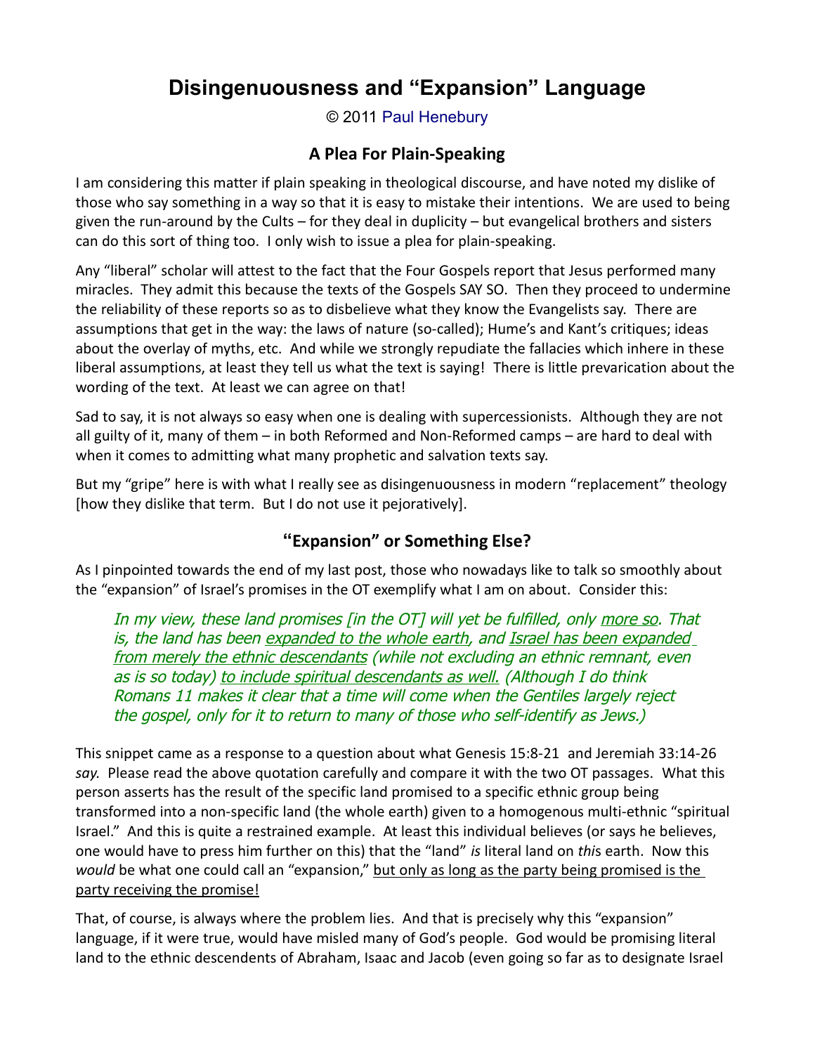# Disingenuousness and "Expansion" Language

© 2011 Paul Henebury

## A Plea For Plain-Speaking

I am considering this matter if plain speaking in theological discourse, and have noted my dislike of those who say something in a way so that it is easy to mistake their intentions. We are used to being given the run-around by the Cults – for they deal in duplicity – but evangelical brothers and sisters can do this sort of thing too. I only wish to issue a plea for plain-speaking.

Any "liberal" scholar will attest to the fact that the Four Gospels report that Jesus performed many miracles. They admit this because the texts of the Gospels SAY SO. Then they proceed to undermine the reliability of these reports so as to disbelieve what they know the Evangelists say. There are assumptions that get in the way: the laws of nature (so-called); Hume's and Kant's critiques; ideas about the overlay of myths, etc. And while we strongly repudiate the fallacies which inhere in these liberal assumptions, at least they tell us what the text is saying! There is little prevarication about the wording of the text. At least we can agree on that!

Sad to say, it is not always so easy when one is dealing with supercessionists. Although they are not all guilty of it, many of them – in both Reformed and Non-Reformed camps – are hard to deal with when it comes to admitting what many prophetic and salvation texts say.

But my "gripe" here is with what I really see as disingenuousness in modern "replacement" theology [how they dislike that term. But I do not use it pejoratively].

## "Expansion" or Something Else?

As I pinpointed towards the end of my last post, those who nowadays like to talk so smoothly about the "expansion" of Israel's promises in the OT exemplify what I am on about. Consider this:

> *In my view, these land promises [in the OT] will yet be fulfilled, only more so. That is, the land has been expanded to the whole earth, and Israel has been expanded from merely the ethnic descendants (while not excluding an ethnic remnant, even as is so today) to include spiritual descendants as well. (Although I do think Romans 11 makes it clear that a time will come when the Gentiles largely reject the gospel, only for it to return to many of those who self-identify as Jews.)*

This snippet came as a response to a question about what Genesis 15:8-21 and Jeremiah 33:14-26 *say.* Please read the above quotation carefully and compare it with the two OT passages. What this person asserts has the result of the specific land promised to a specific ethnic group being transformed into a non-specific land (the whole earth) given to a homogenous multi-ethnic "spiritual Israel." And this is quite a restrained example. At least this individual believes (or says he believes, one would have to press him further on this) that the "land" *is* literal land on *this* earth. Now this *would* be what one could call an "expansion," but only as long as the party being promised is the party receiving the promise!

That, of course, is always where the problem lies. And that is precisely why this "expansion" language, if it were true, would have misled many of God's people. God would be promising literal land to the ethnic descendents of Abraham, Isaac and Jacob (even going so far as to designate Israel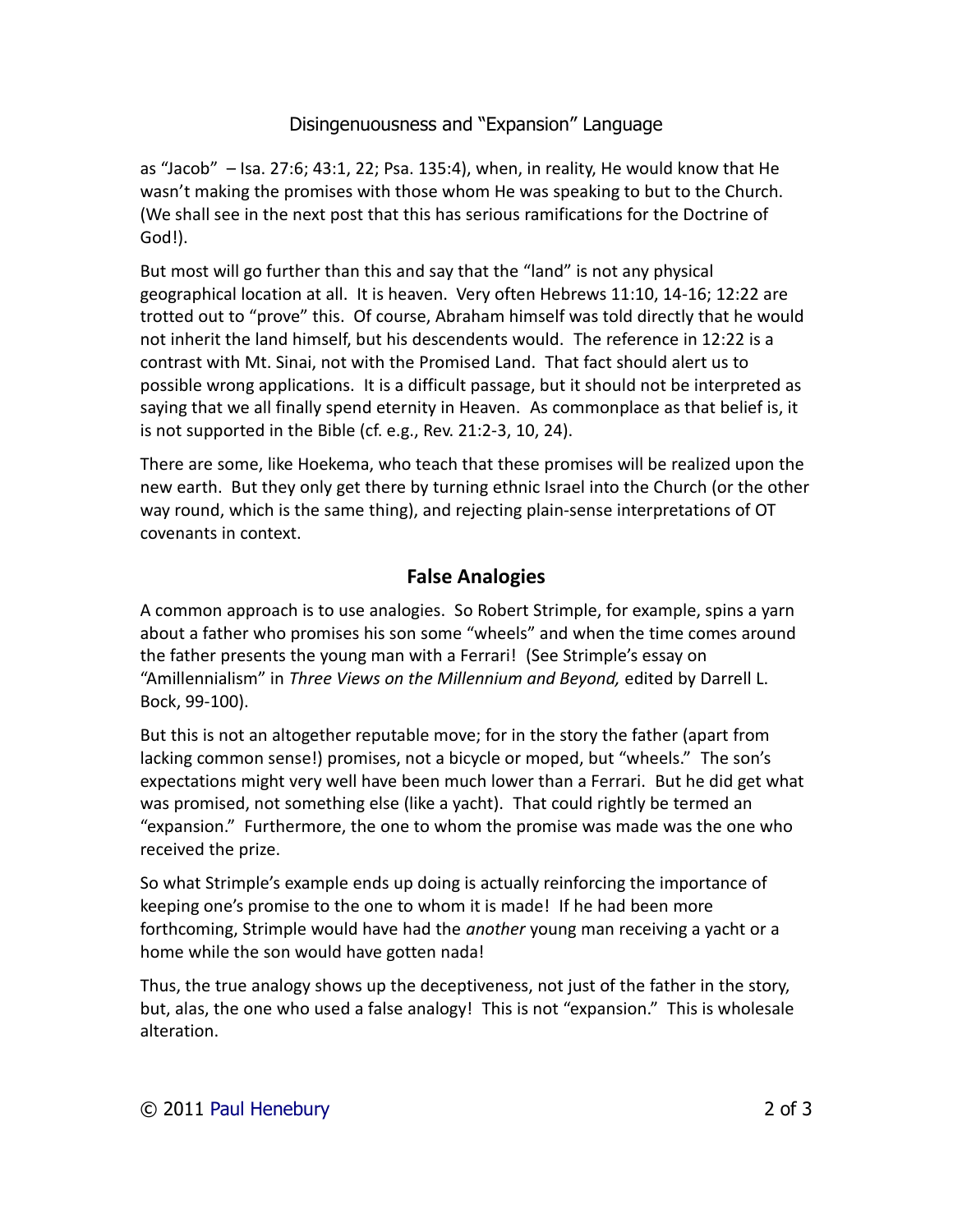as "Jacob" – Isa. 27:6; 43:1, 22; Psa. 135:4), when, in reality, He would know that He wasn't making the promises with those whom He was speaking to but to the Church. (We shall see in the next post that this has serious ramifications for the Doctrine of God!).

But most will go further than this and say that the "land" is not any physical geographical location at all. It is heaven. Very often Hebrews 11:10, 14-16; 12:22 are trotted out to "prove" this. Of course, Abraham himself was told directly that he would not inherit the land himself, but his descendents would. The reference in 12:22 is a contrast with Mt. Sinai, not with the Promised Land. That fact should alert us to possible wrong applications. It is a difficult passage, but it should not be interpreted as saying that we all finally spend eternity in Heaven. As commonplace as that belief is, it is not supported in the Bible (cf. e.g., Rev. 21:2-3, 10, 24).

There are some, like Hoekema, who teach that these promises will be realized upon the new earth. But they only get there by turning ethnic Israel into the Church (or the other way round, which is the same thing), and rejecting plain-sense interpretations of OT covenants in context.

## False Analogies

A common approach is to use analogies. So Robert Strimple, for example, spins a yarn about a father who promises his son some "wheels" and when the time comes around the father presents the young man with a Ferrari! (See Strimple's essay on "Amillennialism" in *Three Views on the Millennium and Beyond,* edited by Darrell L. Bock, 99-100).

But this is not an altogether reputable move; for in the story the father (apart from lacking common sense!) promises, not a bicycle or moped, but "wheels." The son's expectations might very well have been much lower than a Ferrari. But he did get what was promised, not something else (like a yacht). That could rightly be termed an "expansion." Furthermore, the one to whom the promise was made was the one who received the prize.

So what Strimple's example ends up doing is actually reinforcing the importance of keeping one's promise to the one to whom it is made! If he had been more forthcoming, Strimple would have had the *another* young man receiving a yacht or a home while the son would have gotten nada!

Thus, the true analogy shows up the deceptiveness, not just of the father in the story, but, alas, the one who used a false analogy! This is not "expansion." This is wholesale alteration.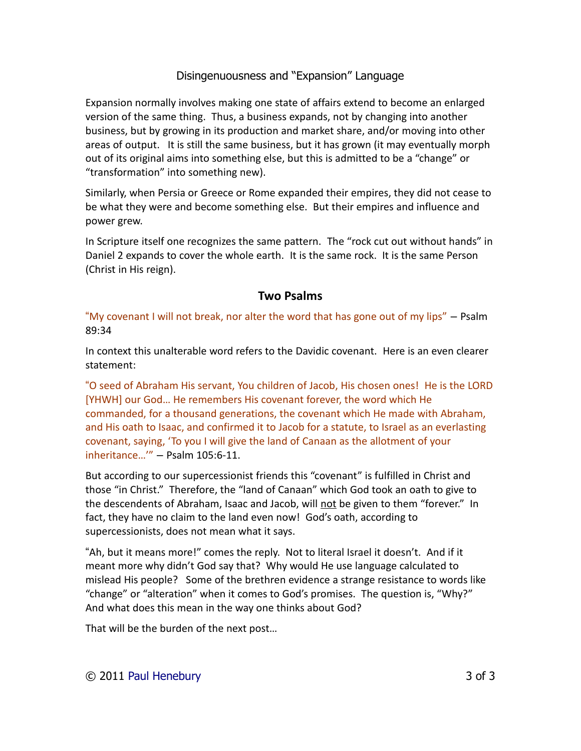# Disingenuousness and "Expansion" Language

Expansion normally involves making one state of affairs extend to become an enlarged version of the same thing. Thus, a business expands, not by changing into another business, but by growing in its production and market share, and/or moving into other areas of output. It is still the same business, but it has grown (it may eventually morph out of its original aims into something else, but this is admitted to be a "change" or "transformation" into something new).

Similarly, when Persia or Greece or Rome expanded their empires, they did not cease to be what they were and become something else. But their empires and influence and power grew.

In Scripture itself one recognizes the same pattern. The "rock cut out without hands" in Daniel 2 expands to cover the whole earth. It is the same rock. It is the same Person (Christ in His reign).

## Two Psalms

"My covenant I will not break, nor alter the word that has gone out of my lips" – Psalm 89:34

In context this unalterable word refers to the Davidic covenant. Here is an even clearer statement:

"O seed of Abraham His servant, You children of Jacob, His chosen ones! He is the LORD [YHWH] our God… He remembers His covenant forever, the word which He commanded, for a thousand generations, the covenant which He made with Abraham, and His oath to Isaac, and confirmed it to Jacob for a statute, to Israel as an everlasting covenant, saying, 'To you I will give the land of Canaan as the allotment of your inheritance…'" – Psalm 105:6-11.

But according to our supercessionist friends this "covenant" is fulfilled in Christ and those "in Christ." Therefore, the "land of Canaan" which God took an oath to give to the descendents of Abraham, Isaac and Jacob, will <u>not</u> be given to them "forever." In fact, they have no claim to the land even now! God's oath, according to supercessionists, does not mean what it says.

"Ah, but it means more!" comes the reply. Not to literal Israel it doesn't. And if it meant more why didn't God say that? Why would He use language calculated to mislead His people? Some of the brethren evidence a strange resistance to words like "change" or "alteration" when it comes to God's promises. The question is, "Why?" And what does this mean in the way one thinks about God?

That will be the burden of the next post…

© 2011 Paul Henebury